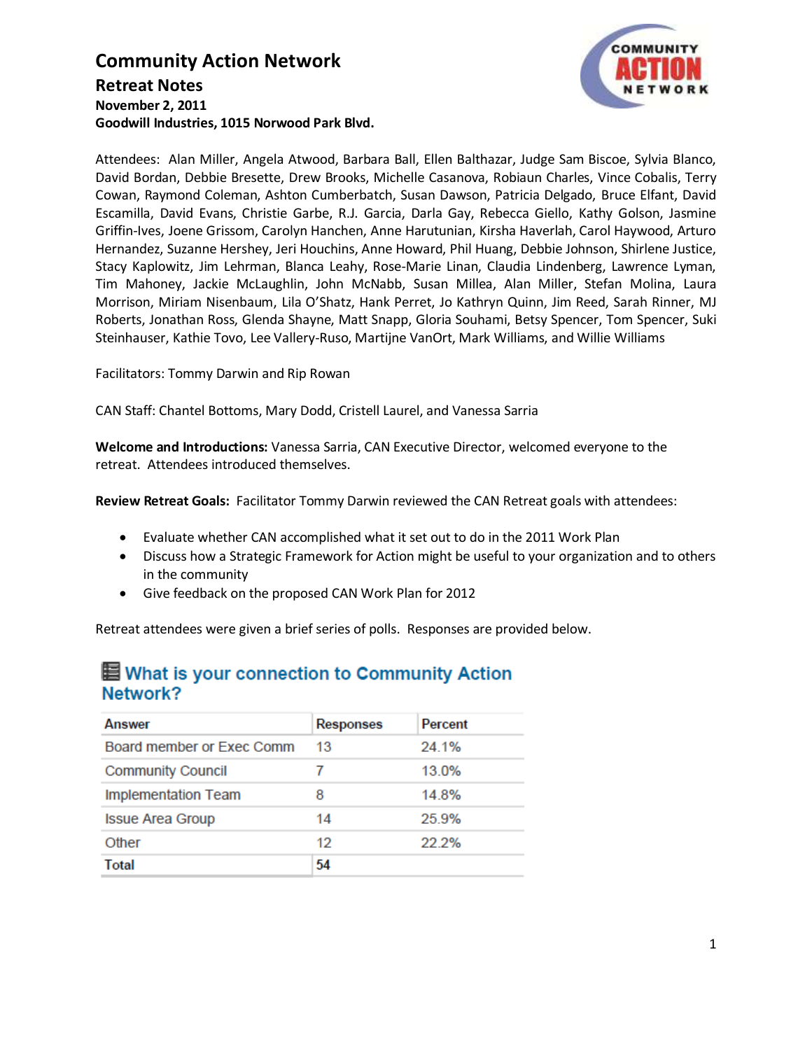# Community Action Network

## Retreat Notes

**November 2, 2011**
**Goodwill Industries, 1015 Norwood Park Blvd.**

Attendees: Alan Miller, Angela Atwood, Barbara Ball, Ellen Balthazar, Judge Sam Biscoe, Sylvia Blanco, David Bordan, Debbie Bresette, Drew Brooks, Michelle Casanova, Robiaun Charles, Vince Cobalis, Terry Cowan, Raymond Coleman, Ashton Cumberbatch, Susan Dawson, Patricia Delgado, Bruce Elfant, David Escamilla, David Evans, Christie Garbe, R.J. Garcia, Darla Gay, Rebecca Giello, Kathy Golson, Jasmine Griffin-Ives, Joene Grissom, Carolyn Hanchen, Anne Harutunian, Kirsha Haverlah, Carol Haywood, Arturo Hernandez, Suzanne Hershey, Jeri Houchins, Anne Howard, Phil Huang, Debbie Johnson, Shirlene Justice, Stacy Kaplowitz, Jim Lehrman, Blanca Leahy, Rose-Marie Linan, Claudia Lindenberg, Lawrence Lyman, Tim Mahoney, Jackie McLaughlin, John McNabb, Susan Millea, Alan Miller, Stefan Molina, Laura Morrison, Miriam Nisenbaum, Lila O'Shatz, Hank Perret, Jo Kathryn Quinn, Jim Reed, Sarah Rinner, MJ Roberts, Jonathan Ross, Glenda Shayne, Matt Snapp, Gloria Souhami, Betsy Spencer, Tom Spencer, Suki Steinhauser, Kathie Tovo, Lee Vallery-Ruso, Martijne VanOrt, Mark Williams, and Willie Williams

Facilitators: Tommy Darwin and Rip Rowan

CAN Staff: Chantel Bottoms, Mary Dodd, Cristell Laurel, and Vanessa Sarria

**Welcome and Introductions:** Vanessa Sarria, CAN Executive Director, welcomed everyone to the retreat. Attendees introduced themselves.

**Review Retreat Goals:** Facilitator Tommy Darwin reviewed the CAN Retreat goals with attendees:

- Evaluate whether CAN accomplished what it set out to do in the 2011 Work Plan
- Discuss how a Strategic Framework for Action might be useful to your organization and to others in the community
- Give feedback on the proposed CAN Work Plan for 2012

Retreat attendees were given a brief series of polls. Responses are provided below.

### What is your connection to Community Action Network?

| Answer | Responses | Percent |
|---|---|---|
| Board member or Exec Comm | 13 | 24.1% |
| Community Council | 7 | 13.0% |
| Implementation Team | 8 | 14.8% |
| Issue Area Group | 14 | 25.9% |
| Other | 12 | 22.2% |
| **Total** | **54** | |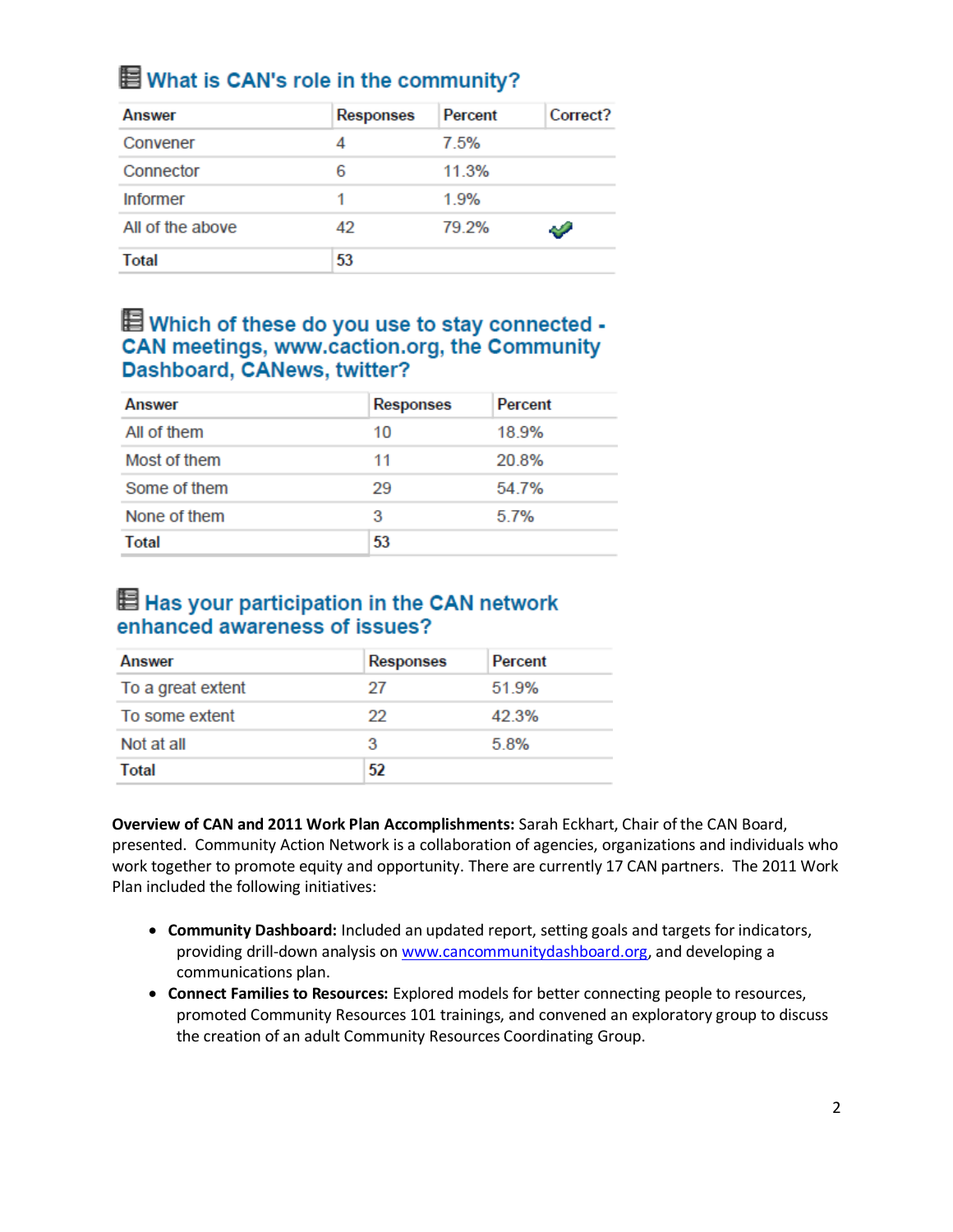### What is CAN's role in the community?

| Answer | Responses | Percent | Correct? |
|---|---|---|---|
| Convener | 4 | 7.5% | |
| Connector | 6 | 11.3% | |
| Informer | 1 | 1.9% | |
| All of the above | 42 | 79.2% | ✔ |
| **Total** | **53** | | |

### Which of these do you use to stay connected - CAN meetings, www.caction.org, the Community Dashboard, CANews, twitter?

| Answer | Responses | Percent |
|---|---|---|
| All of them | 10 | 18.9% |
| Most of them | 11 | 20.8% |
| Some of them | 29 | 54.7% |
| None of them | 3 | 5.7% |
| **Total** | **53** | |

### Has your participation in the CAN network enhanced awareness of issues?

| Answer | Responses | Percent |
|---|---|---|
| To a great extent | 27 | 51.9% |
| To some extent | 22 | 42.3% |
| Not at all | 3 | 5.8% |
| **Total** | **52** | |

**Overview of CAN and 2011 Work Plan Accomplishments:** Sarah Eckhart, Chair of the CAN Board, presented. Community Action Network is a collaboration of agencies, organizations and individuals who work together to promote equity and opportunity. There are currently 17 CAN partners. The 2011 Work Plan included the following initiatives:

- **Community Dashboard:** Included an updated report, setting goals and targets for indicators, providing drill-down analysis on www.cancommunitydashboard.org, and developing a communications plan.
- **Connect Families to Resources:** Explored models for better connecting people to resources, promoted Community Resources 101 trainings, and convened an exploratory group to discuss the creation of an adult Community Resources Coordinating Group.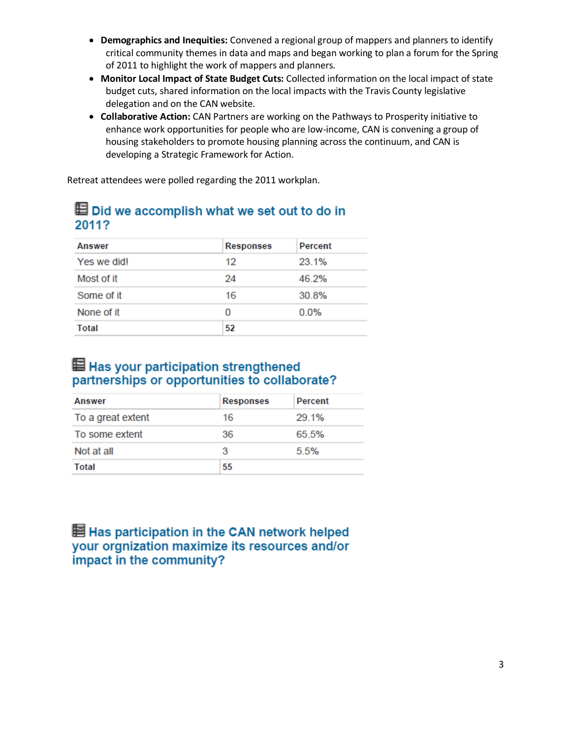- **Demographics and Inequities:** Convened a regional group of mappers and planners to identify critical community themes in data and maps and began working to plan a forum for the Spring of 2011 to highlight the work of mappers and planners.
- **Monitor Local Impact of State Budget Cuts:** Collected information on the local impact of state budget cuts, shared information on the local impacts with the Travis County legislative delegation and on the CAN website.
- **Collaborative Action:** CAN Partners are working on the Pathways to Prosperity initiative to enhance work opportunities for people who are low-income, CAN is convening a group of housing stakeholders to promote housing planning across the continuum, and CAN is developing a Strategic Framework for Action.

Retreat attendees were polled regarding the 2011 workplan.

### Did we accomplish what we set out to do in 2011?

| Answer | Responses | Percent |
|---|---|---|
| Yes we did! | 12 | 23.1% |
| Most of it | 24 | 46.2% |
| Some of it | 16 | 30.8% |
| None of it | 0 | 0.0% |
| **Total** | **52** | |

### Has your participation strengthened partnerships or opportunities to collaborate?

| Answer | Responses | Percent |
|---|---|---|
| To a great extent | 16 | 29.1% |
| To some extent | 36 | 65.5% |
| Not at all | 3 | 5.5% |
| **Total** | **55** | |

### Has participation in the CAN network helped your orgnization maximize its resources and/or impact in the community?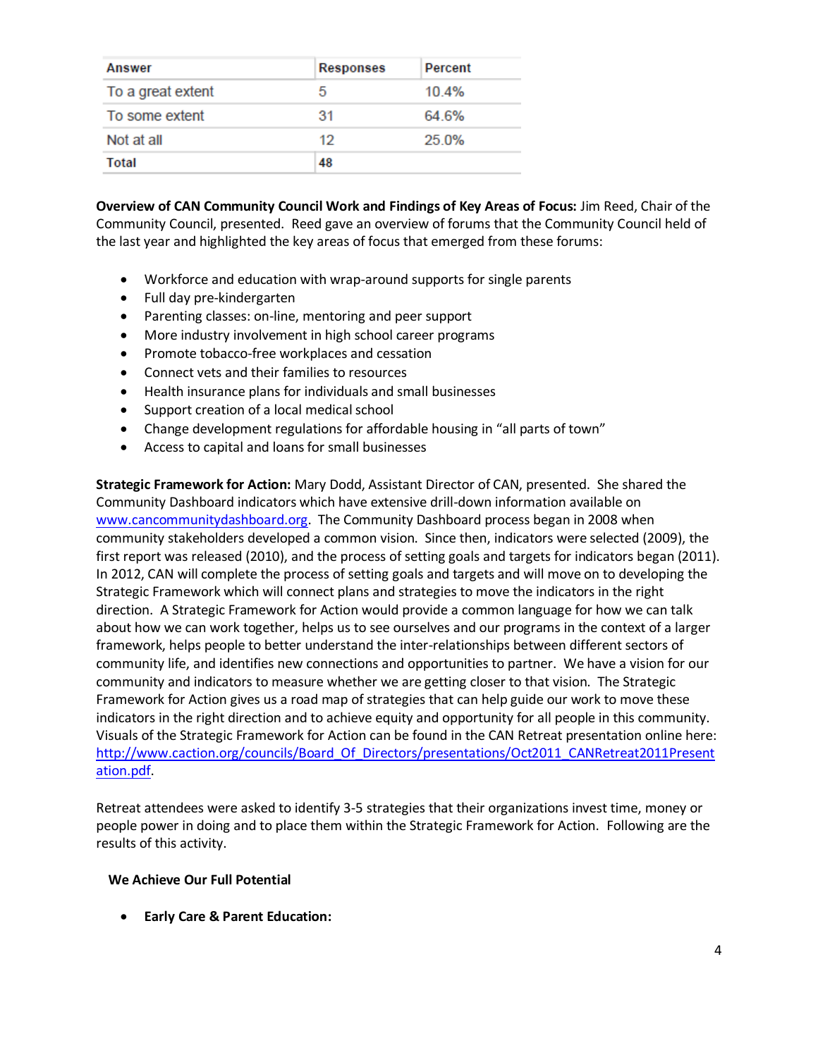| Answer | Responses | Percent |
|---|---|---|
| To a great extent | 5 | 10.4% |
| To some extent | 31 | 64.6% |
| Not at all | 12 | 25.0% |
| Total | 48 | |

**Overview of CAN Community Council Work and Findings of Key Areas of Focus:** Jim Reed, Chair of the Community Council, presented. Reed gave an overview of forums that the Community Council held of the last year and highlighted the key areas of focus that emerged from these forums:

- Workforce and education with wrap-around supports for single parents
- Full day pre-kindergarten
- Parenting classes: on-line, mentoring and peer support
- More industry involvement in high school career programs
- Promote tobacco-free workplaces and cessation
- Connect vets and their families to resources
- Health insurance plans for individuals and small businesses
- Support creation of a local medical school
- Change development regulations for affordable housing in "all parts of town"
- Access to capital and loans for small businesses

**Strategic Framework for Action:** Mary Dodd, Assistant Director of CAN, presented. She shared the Community Dashboard indicators which have extensive drill-down information available on www.cancommunitydashboard.org. The Community Dashboard process began in 2008 when community stakeholders developed a common vision. Since then, indicators were selected (2009), the first report was released (2010), and the process of setting goals and targets for indicators began (2011). In 2012, CAN will complete the process of setting goals and targets and will move on to developing the Strategic Framework which will connect plans and strategies to move the indicators in the right direction. A Strategic Framework for Action would provide a common language for how we can talk about how we can work together, helps us to see ourselves and our programs in the context of a larger framework, helps people to better understand the inter-relationships between different sectors of community life, and identifies new connections and opportunities to partner. We have a vision for our community and indicators to measure whether we are getting closer to that vision. The Strategic Framework for Action gives us a road map of strategies that can help guide our work to move these indicators in the right direction and to achieve equity and opportunity for all people in this community. Visuals of the Strategic Framework for Action can be found in the CAN Retreat presentation online here: http://www.caction.org/councils/Board_Of_Directors/presentations/Oct2011_CANRetreat2011Presentation.pdf.

Retreat attendees were asked to identify 3-5 strategies that their organizations invest time, money or people power in doing and to place them within the Strategic Framework for Action. Following are the results of this activity.

**We Achieve Our Full Potential**

- **Early Care & Parent Education:**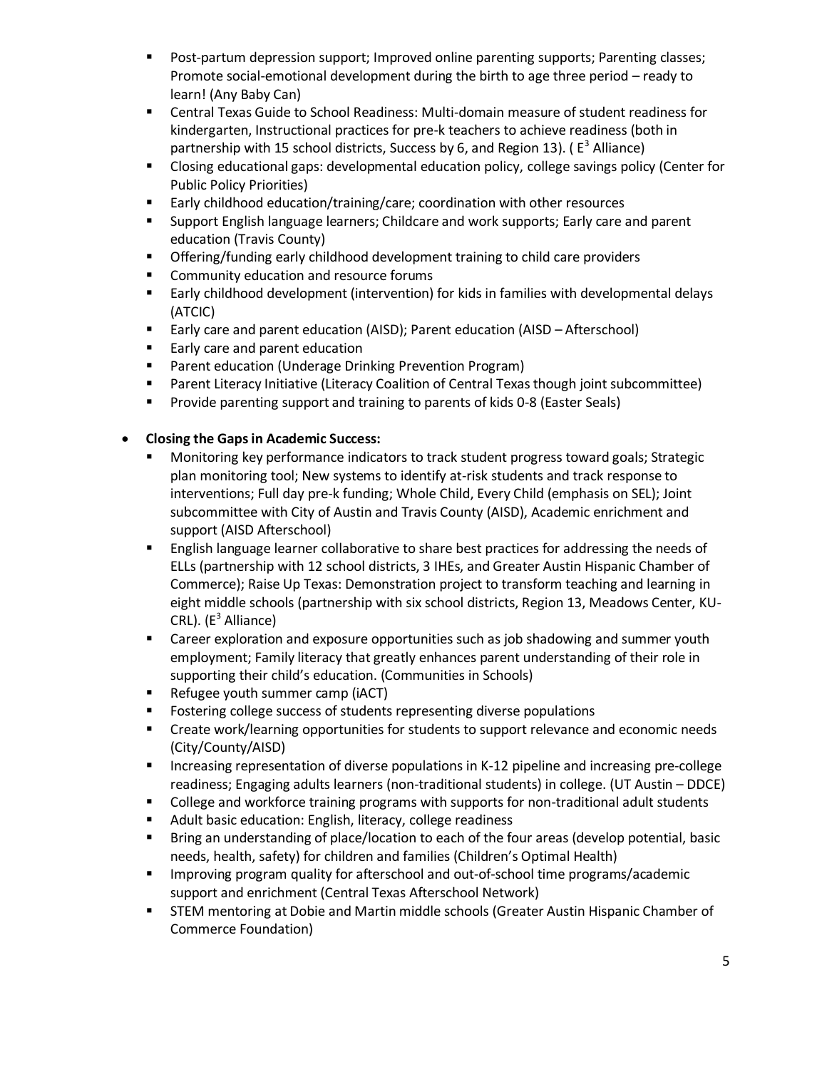- Post-partum depression support; Improved online parenting supports; Parenting classes; Promote social-emotional development during the birth to age three period – ready to learn! (Any Baby Can)
- Central Texas Guide to School Readiness: Multi-domain measure of student readiness for kindergarten, Instructional practices for pre-k teachers to achieve readiness (both in partnership with 15 school districts, Success by 6, and Region 13). ( $E^3$ Alliance)
- Closing educational gaps: developmental education policy, college savings policy (Center for Public Policy Priorities)
- Early childhood education/training/care; coordination with other resources
- Support English language learners; Childcare and work supports; Early care and parent education (Travis County)
- Offering/funding early childhood development training to child care providers
- Community education and resource forums
- Early childhood development (intervention) for kids in families with developmental delays (ATCIC)
- Early care and parent education (AISD); Parent education (AISD – Afterschool)
- Early care and parent education
- Parent education (Underage Drinking Prevention Program)
- Parent Literacy Initiative (Literacy Coalition of Central Texas though joint subcommittee)
- Provide parenting support and training to parents of kids 0-8 (Easter Seals)

- **Closing the Gaps in Academic Success:**
  - Monitoring key performance indicators to track student progress toward goals; Strategic plan monitoring tool; New systems to identify at-risk students and track response to interventions; Full day pre-k funding; Whole Child, Every Child (emphasis on SEL); Joint subcommittee with City of Austin and Travis County (AISD), Academic enrichment and support (AISD Afterschool)
  - English language learner collaborative to share best practices for addressing the needs of ELLs (partnership with 12 school districts, 3 IHEs, and Greater Austin Hispanic Chamber of Commerce); Raise Up Texas: Demonstration project to transform teaching and learning in eight middle schools (partnership with six school districts, Region 13, Meadows Center, KU-CRL). ($E^3$ Alliance)
  - Career exploration and exposure opportunities such as job shadowing and summer youth employment; Family literacy that greatly enhances parent understanding of their role in supporting their child's education. (Communities in Schools)
  - Refugee youth summer camp (iACT)
  - Fostering college success of students representing diverse populations
  - Create work/learning opportunities for students to support relevance and economic needs (City/County/AISD)
  - Increasing representation of diverse populations in K-12 pipeline and increasing pre-college readiness; Engaging adults learners (non-traditional students) in college. (UT Austin – DDCE)
  - College and workforce training programs with supports for non-traditional adult students
  - Adult basic education: English, literacy, college readiness
  - Bring an understanding of place/location to each of the four areas (develop potential, basic needs, health, safety) for children and families (Children's Optimal Health)
  - Improving program quality for afterschool and out-of-school time programs/academic support and enrichment (Central Texas Afterschool Network)
  - STEM mentoring at Dobie and Martin middle schools (Greater Austin Hispanic Chamber of Commerce Foundation)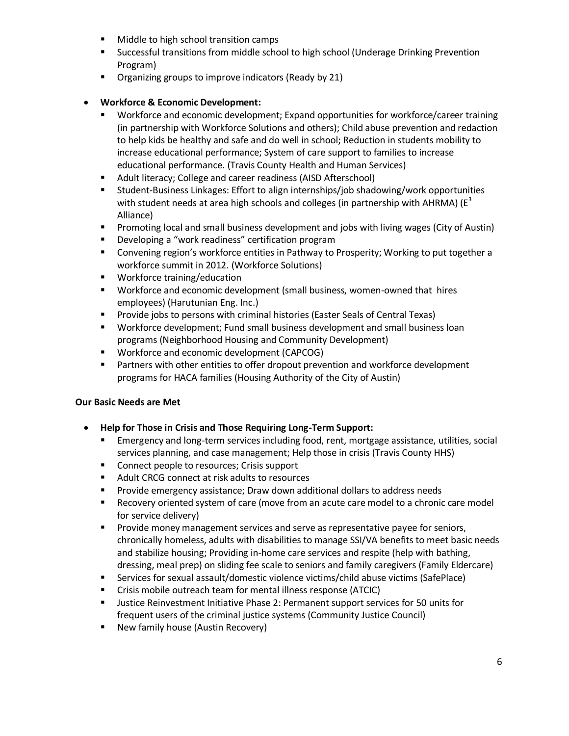- Middle to high school transition camps
- Successful transitions from middle school to high school (Underage Drinking Prevention Program)
- Organizing groups to improve indicators (Ready by 21)

- **Workforce & Economic Development:**
  - Workforce and economic development; Expand opportunities for workforce/career training (in partnership with Workforce Solutions and others); Child abuse prevention and redaction to help kids be healthy and safe and do well in school; Reduction in students mobility to increase educational performance; System of care support to families to increase educational performance. (Travis County Health and Human Services)
  - Adult literacy; College and career readiness (AISD Afterschool)
  - Student-Business Linkages: Effort to align internships/job shadowing/work opportunities with student needs at area high schools and colleges (in partnership with AHRMA) ($E^3$ Alliance)
  - Promoting local and small business development and jobs with living wages (City of Austin)
  - Developing a "work readiness" certification program
  - Convening region's workforce entities in Pathway to Prosperity; Working to put together a workforce summit in 2012. (Workforce Solutions)
  - Workforce training/education
  - Workforce and economic development (small business, women-owned that hires employees) (Harutunian Eng. Inc.)
  - Provide jobs to persons with criminal histories (Easter Seals of Central Texas)
  - Workforce development; Fund small business development and small business loan programs (Neighborhood Housing and Community Development)
  - Workforce and economic development (CAPCOG)
  - Partners with other entities to offer dropout prevention and workforce development programs for HACA families (Housing Authority of the City of Austin)

**Our Basic Needs are Met**

- **Help for Those in Crisis and Those Requiring Long-Term Support:**
  - Emergency and long-term services including food, rent, mortgage assistance, utilities, social services planning, and case management; Help those in crisis (Travis County HHS)
  - Connect people to resources; Crisis support
  - Adult CRCG connect at risk adults to resources
  - Provide emergency assistance; Draw down additional dollars to address needs
  - Recovery oriented system of care (move from an acute care model to a chronic care model for service delivery)
  - Provide money management services and serve as representative payee for seniors, chronically homeless, adults with disabilities to manage SSI/VA benefits to meet basic needs and stabilize housing; Providing in-home care services and respite (help with bathing, dressing, meal prep) on sliding fee scale to seniors and family caregivers (Family Eldercare)
  - Services for sexual assault/domestic violence victims/child abuse victims (SafePlace)
  - Crisis mobile outreach team for mental illness response (ATCIC)
  - Justice Reinvestment Initiative Phase 2: Permanent support services for 50 units for frequent users of the criminal justice systems (Community Justice Council)
  - New family house (Austin Recovery)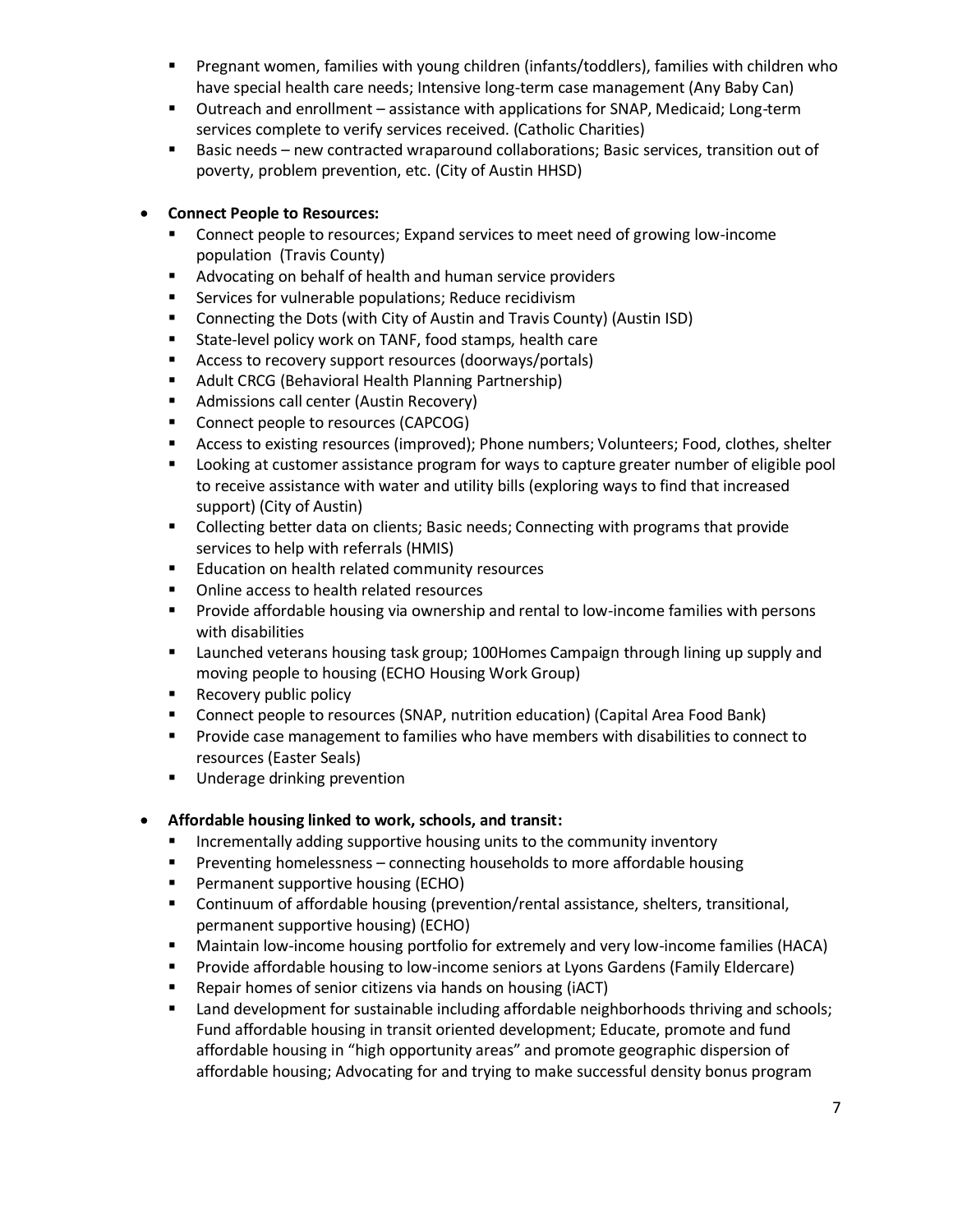- Pregnant women, families with young children (infants/toddlers), families with children who have special health care needs; Intensive long-term case management (Any Baby Can)
  - Outreach and enrollment – assistance with applications for SNAP, Medicaid; Long-term services complete to verify services received. (Catholic Charities)
  - Basic needs – new contracted wraparound collaborations; Basic services, transition out of poverty, problem prevention, etc. (City of Austin HHSD)

- **Connect People to Resources:**
  - Connect people to resources; Expand services to meet need of growing low-income population (Travis County)
  - Advocating on behalf of health and human service providers
  - Services for vulnerable populations; Reduce recidivism
  - Connecting the Dots (with City of Austin and Travis County) (Austin ISD)
  - State-level policy work on TANF, food stamps, health care
  - Access to recovery support resources (doorways/portals)
  - Adult CRCG (Behavioral Health Planning Partnership)
  - Admissions call center (Austin Recovery)
  - Connect people to resources (CAPCOG)
  - Access to existing resources (improved); Phone numbers; Volunteers; Food, clothes, shelter
  - Looking at customer assistance program for ways to capture greater number of eligible pool to receive assistance with water and utility bills (exploring ways to find that increased support) (City of Austin)
  - Collecting better data on clients; Basic needs; Connecting with programs that provide services to help with referrals (HMIS)
  - Education on health related community resources
  - Online access to health related resources
  - Provide affordable housing via ownership and rental to low-income families with persons with disabilities
  - Launched veterans housing task group; 100Homes Campaign through lining up supply and moving people to housing (ECHO Housing Work Group)
  - Recovery public policy
  - Connect people to resources (SNAP, nutrition education) (Capital Area Food Bank)
  - Provide case management to families who have members with disabilities to connect to resources (Easter Seals)
  - Underage drinking prevention

- **Affordable housing linked to work, schools, and transit:**
  - Incrementally adding supportive housing units to the community inventory
  - Preventing homelessness – connecting households to more affordable housing
  - Permanent supportive housing (ECHO)
  - Continuum of affordable housing (prevention/rental assistance, shelters, transitional, permanent supportive housing) (ECHO)
  - Maintain low-income housing portfolio for extremely and very low-income families (HACA)
  - Provide affordable housing to low-income seniors at Lyons Gardens (Family Eldercare)
  - Repair homes of senior citizens via hands on housing (iACT)
  - Land development for sustainable including affordable neighborhoods thriving and schools; Fund affordable housing in transit oriented development; Educate, promote and fund affordable housing in "high opportunity areas" and promote geographic dispersion of affordable housing; Advocating for and trying to make successful density bonus program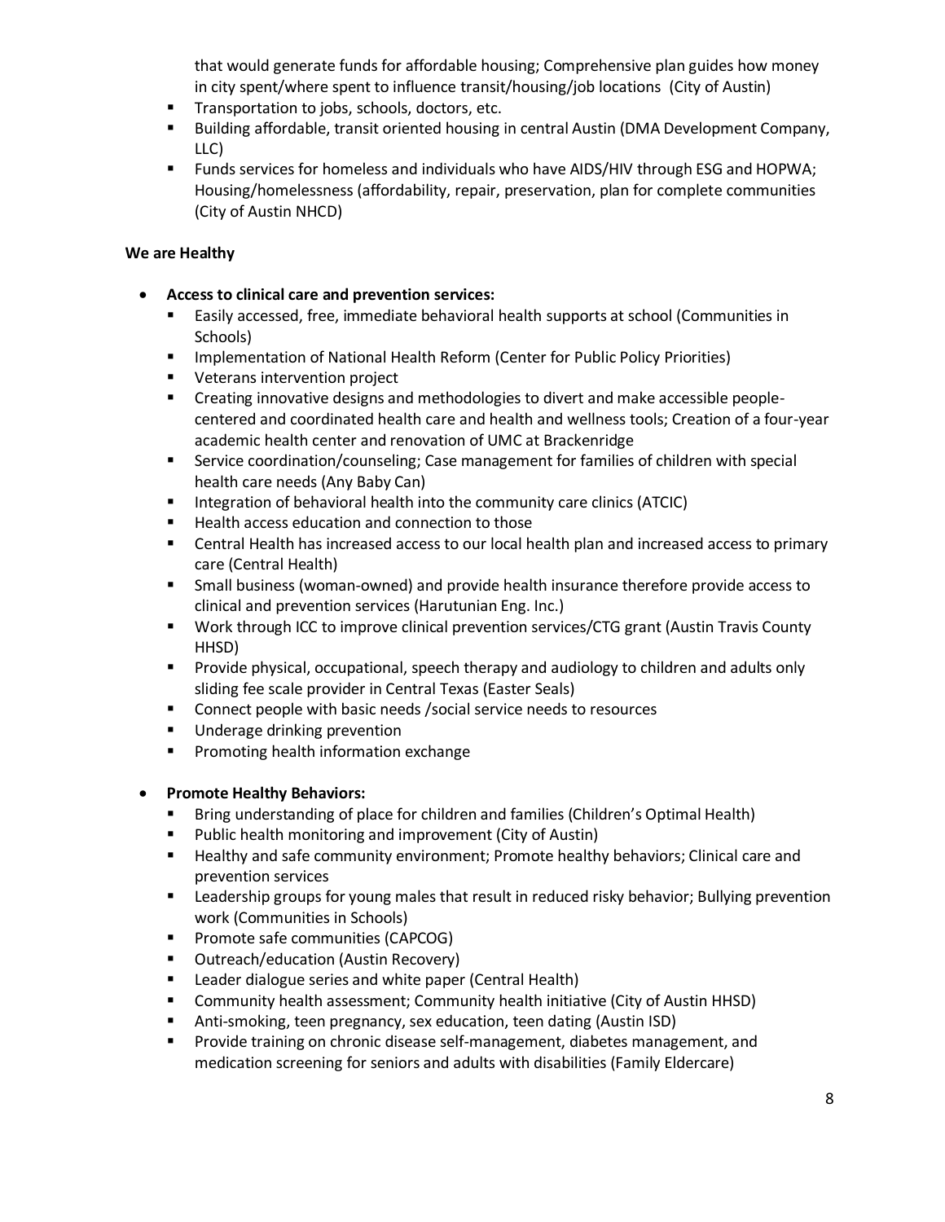- that would generate funds for affordable housing; Comprehensive plan guides how money in city spent/where spent to influence transit/housing/job locations (City of Austin)
  - Transportation to jobs, schools, doctors, etc.
  - Building affordable, transit oriented housing in central Austin (DMA Development Company, LLC)
  - Funds services for homeless and individuals who have AIDS/HIV through ESG and HOPWA; Housing/homelessness (affordability, repair, preservation, plan for complete communities (City of Austin NHCD)

**We are Healthy**

- **Access to clinical care and prevention services:**
  - Easily accessed, free, immediate behavioral health supports at school (Communities in Schools)
  - Implementation of National Health Reform (Center for Public Policy Priorities)
  - Veterans intervention project
  - Creating innovative designs and methodologies to divert and make accessible people-centered and coordinated health care and health and wellness tools; Creation of a four-year academic health center and renovation of UMC at Brackenridge
  - Service coordination/counseling; Case management for families of children with special health care needs (Any Baby Can)
  - Integration of behavioral health into the community care clinics (ATCIC)
  - Health access education and connection to those
  - Central Health has increased access to our local health plan and increased access to primary care (Central Health)
  - Small business (woman-owned) and provide health insurance therefore provide access to clinical and prevention services (Harutunian Eng. Inc.)
  - Work through ICC to improve clinical prevention services/CTG grant (Austin Travis County HHSD)
  - Provide physical, occupational, speech therapy and audiology to children and adults only sliding fee scale provider in Central Texas (Easter Seals)
  - Connect people with basic needs /social service needs to resources
  - Underage drinking prevention
  - Promoting health information exchange

- **Promote Healthy Behaviors:**
  - Bring understanding of place for children and families (Children's Optimal Health)
  - Public health monitoring and improvement (City of Austin)
  - Healthy and safe community environment; Promote healthy behaviors; Clinical care and prevention services
  - Leadership groups for young males that result in reduced risky behavior; Bullying prevention work (Communities in Schools)
  - Promote safe communities (CAPCOG)
  - Outreach/education (Austin Recovery)
  - Leader dialogue series and white paper (Central Health)
  - Community health assessment; Community health initiative (City of Austin HHSD)
  - Anti-smoking, teen pregnancy, sex education, teen dating (Austin ISD)
  - Provide training on chronic disease self-management, diabetes management, and medication screening for seniors and adults with disabilities (Family Eldercare)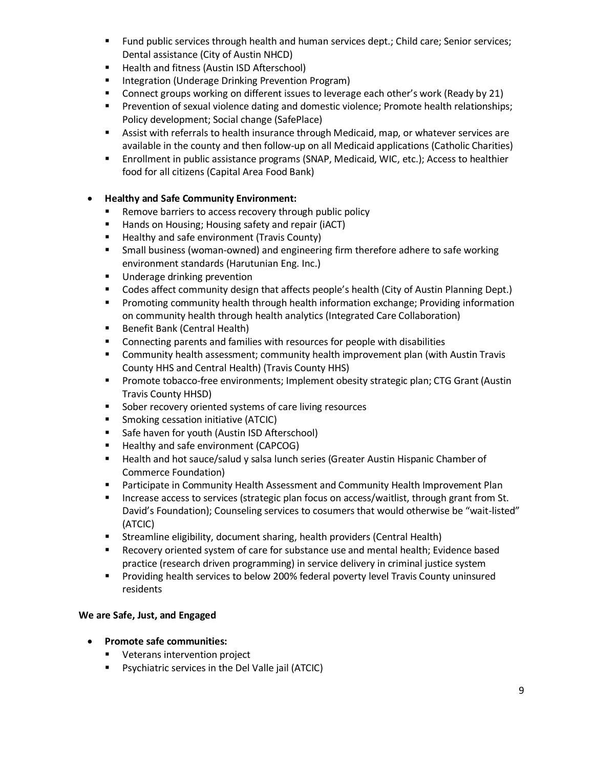- Fund public services through health and human services dept.; Child care; Senior services; Dental assistance (City of Austin NHCD)
  - Health and fitness (Austin ISD Afterschool)
  - Integration (Underage Drinking Prevention Program)
  - Connect groups working on different issues to leverage each other's work (Ready by 21)
  - Prevention of sexual violence dating and domestic violence; Promote health relationships; Policy development; Social change (SafePlace)
  - Assist with referrals to health insurance through Medicaid, map, or whatever services are available in the county and then follow-up on all Medicaid applications (Catholic Charities)
  - Enrollment in public assistance programs (SNAP, Medicaid, WIC, etc.); Access to healthier food for all citizens (Capital Area Food Bank)

- **Healthy and Safe Community Environment:**
  - Remove barriers to access recovery through public policy
  - Hands on Housing; Housing safety and repair (iACT)
  - Healthy and safe environment (Travis County)
  - Small business (woman-owned) and engineering firm therefore adhere to safe working environment standards (Harutunian Eng. Inc.)
  - Underage drinking prevention
  - Codes affect community design that affects people's health (City of Austin Planning Dept.)
  - Promoting community health through health information exchange; Providing information on community health through health analytics (Integrated Care Collaboration)
  - Benefit Bank (Central Health)
  - Connecting parents and families with resources for people with disabilities
  - Community health assessment; community health improvement plan (with Austin Travis County HHS and Central Health) (Travis County HHS)
  - Promote tobacco-free environments; Implement obesity strategic plan; CTG Grant (Austin Travis County HHSD)
  - Sober recovery oriented systems of care living resources
  - Smoking cessation initiative (ATCIC)
  - Safe haven for youth (Austin ISD Afterschool)
  - Healthy and safe environment (CAPCOG)
  - Health and hot sauce/salud y salsa lunch series (Greater Austin Hispanic Chamber of Commerce Foundation)
  - Participate in Community Health Assessment and Community Health Improvement Plan
  - Increase access to services (strategic plan focus on access/waitlist, through grant from St. David's Foundation); Counseling services to cosumers that would otherwise be "wait-listed" (ATCIC)
  - Streamline eligibility, document sharing, health providers (Central Health)
  - Recovery oriented system of care for substance use and mental health; Evidence based practice (research driven programming) in service delivery in criminal justice system
  - Providing health services to below 200% federal poverty level Travis County uninsured residents

**We are Safe, Just, and Engaged**

- **Promote safe communities:**
  - Veterans intervention project
  - Psychiatric services in the Del Valle jail (ATCIC)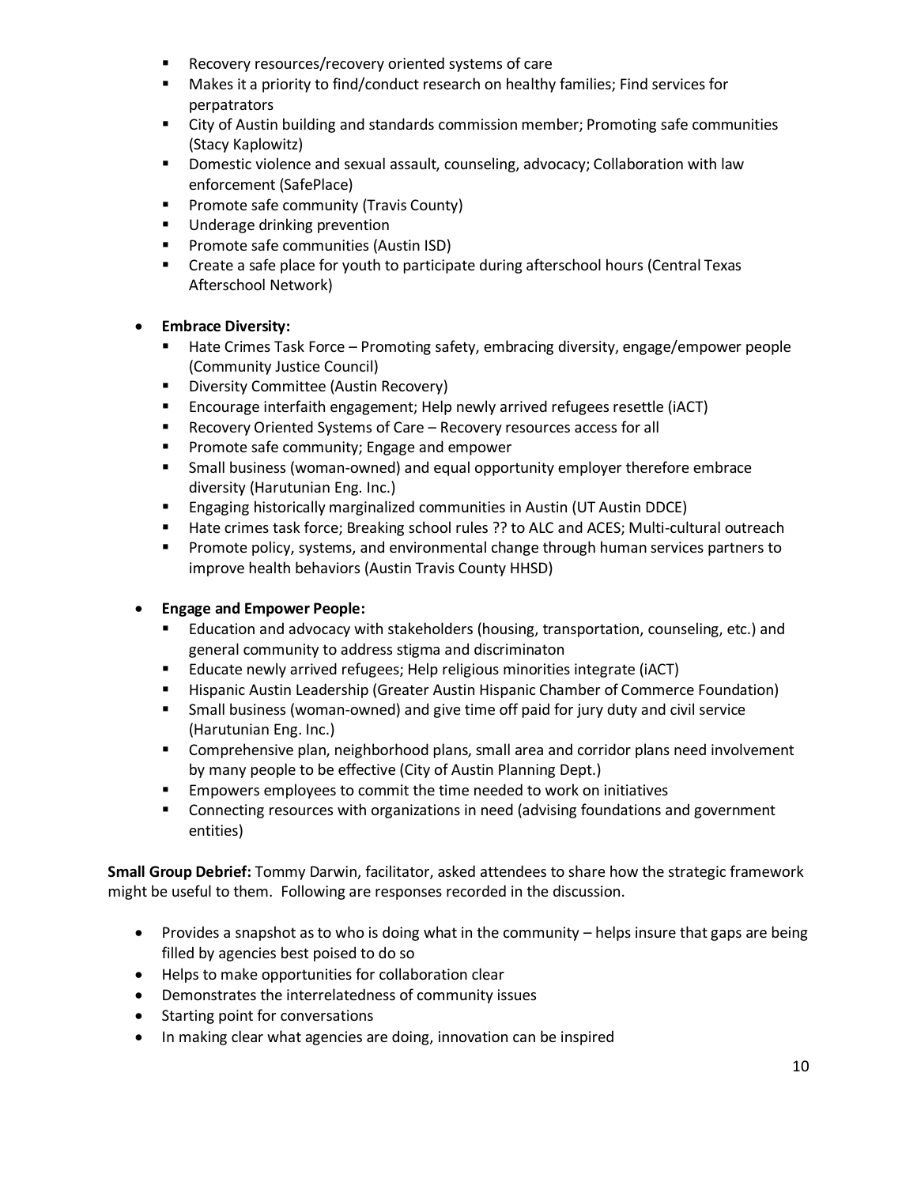- Recovery resources/recovery oriented systems of care
- Makes it a priority to find/conduct research on healthy families; Find services for perpatrators
- City of Austin building and standards commission member; Promoting safe communities (Stacy Kaplowitz)
- Domestic violence and sexual assault, counseling, advocacy; Collaboration with law enforcement (SafePlace)
- Promote safe community (Travis County)
- Underage drinking prevention
- Promote safe communities (Austin ISD)
- Create a safe place for youth to participate during afterschool hours (Central Texas Afterschool Network)

- **Embrace Diversity:**
  - Hate Crimes Task Force – Promoting safety, embracing diversity, engage/empower people (Community Justice Council)
  - Diversity Committee (Austin Recovery)
  - Encourage interfaith engagement; Help newly arrived refugees resettle (iACT)
  - Recovery Oriented Systems of Care – Recovery resources access for all
  - Promote safe community; Engage and empower
  - Small business (woman-owned) and equal opportunity employer therefore embrace diversity (Harutunian Eng. Inc.)
  - Engaging historically marginalized communities in Austin (UT Austin DDCE)
  - Hate crimes task force; Breaking school rules ?? to ALC and ACES; Multi-cultural outreach
  - Promote policy, systems, and environmental change through human services partners to improve health behaviors (Austin Travis County HHSD)

- **Engage and Empower People:**
  - Education and advocacy with stakeholders (housing, transportation, counseling, etc.) and general community to address stigma and discriminaton
  - Educate newly arrived refugees; Help religious minorities integrate (iACT)
  - Hispanic Austin Leadership (Greater Austin Hispanic Chamber of Commerce Foundation)
  - Small business (woman-owned) and give time off paid for jury duty and civil service (Harutunian Eng. Inc.)
  - Comprehensive plan, neighborhood plans, small area and corridor plans need involvement by many people to be effective (City of Austin Planning Dept.)
  - Empowers employees to commit the time needed to work on initiatives
  - Connecting resources with organizations in need (advising foundations and government entities)

**Small Group Debrief:** Tommy Darwin, facilitator, asked attendees to share how the strategic framework might be useful to them. Following are responses recorded in the discussion.

- Provides a snapshot as to who is doing what in the community – helps insure that gaps are being filled by agencies best poised to do so
- Helps to make opportunities for collaboration clear
- Demonstrates the interrelatedness of community issues
- Starting point for conversations
- In making clear what agencies are doing, innovation can be inspired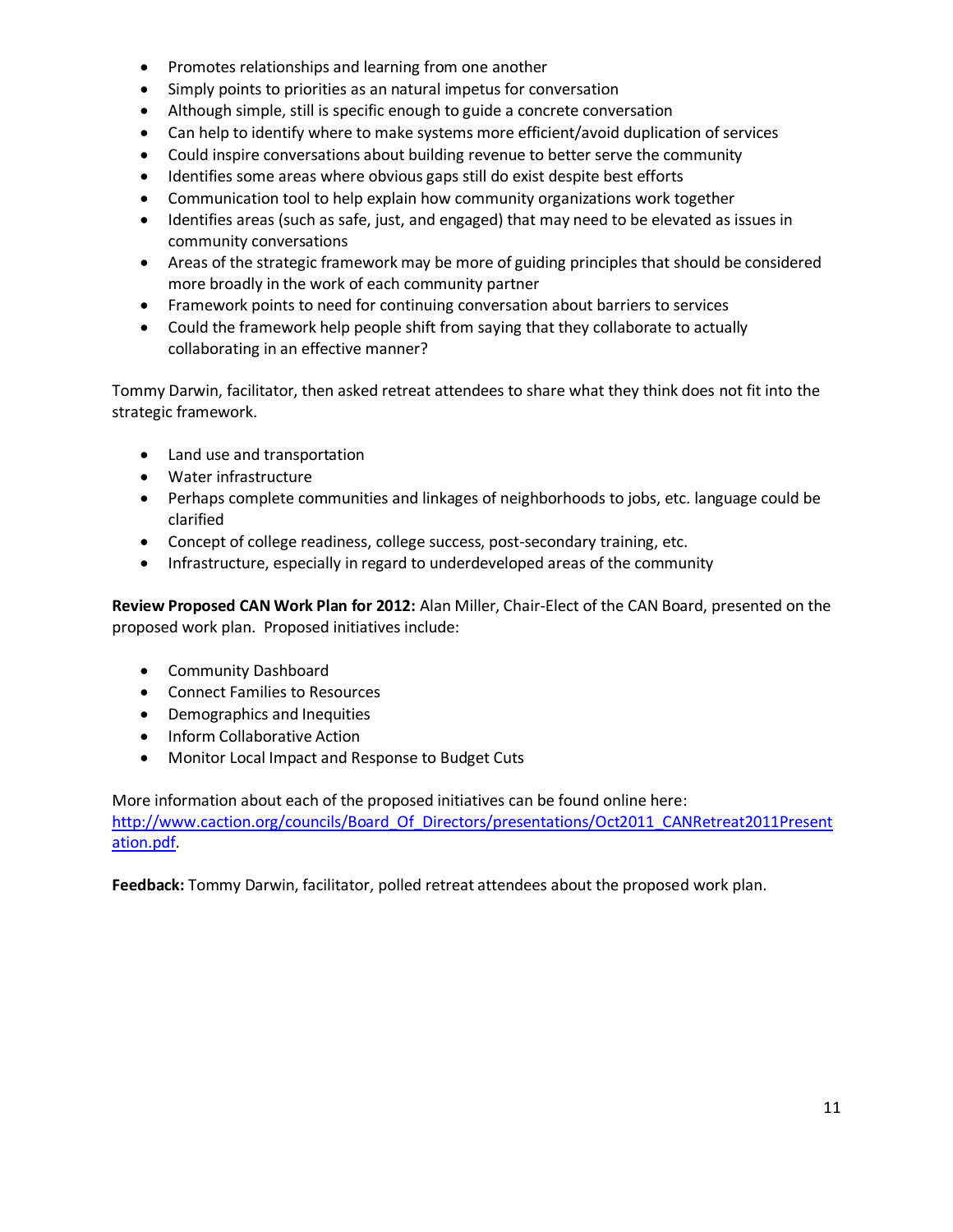- Promotes relationships and learning from one another
- Simply points to priorities as an natural impetus for conversation
- Although simple, still is specific enough to guide a concrete conversation
- Can help to identify where to make systems more efficient/avoid duplication of services
- Could inspire conversations about building revenue to better serve the community
- Identifies some areas where obvious gaps still do exist despite best efforts
- Communication tool to help explain how community organizations work together
- Identifies areas (such as safe, just, and engaged) that may need to be elevated as issues in community conversations
- Areas of the strategic framework may be more of guiding principles that should be considered more broadly in the work of each community partner
- Framework points to need for continuing conversation about barriers to services
- Could the framework help people shift from saying that they collaborate to actually collaborating in an effective manner?

Tommy Darwin, facilitator, then asked retreat attendees to share what they think does not fit into the strategic framework.

- Land use and transportation
- Water infrastructure
- Perhaps complete communities and linkages of neighborhoods to jobs, etc. language could be clarified
- Concept of college readiness, college success, post-secondary training, etc.
- Infrastructure, especially in regard to underdeveloped areas of the community

**Review Proposed CAN Work Plan for 2012:** Alan Miller, Chair-Elect of the CAN Board, presented on the proposed work plan. Proposed initiatives include:

- Community Dashboard
- Connect Families to Resources
- Demographics and Inequities
- Inform Collaborative Action
- Monitor Local Impact and Response to Budget Cuts

More information about each of the proposed initiatives can be found online here: [http://www.caction.org/councils/Board_Of_Directors/presentations/Oct2011_CANRetreat2011Presentation.pdf](http://www.caction.org/councils/Board_Of_Directors/presentations/Oct2011_CANRetreat2011Presentation.pdf).

**Feedback:** Tommy Darwin, facilitator, polled retreat attendees about the proposed work plan.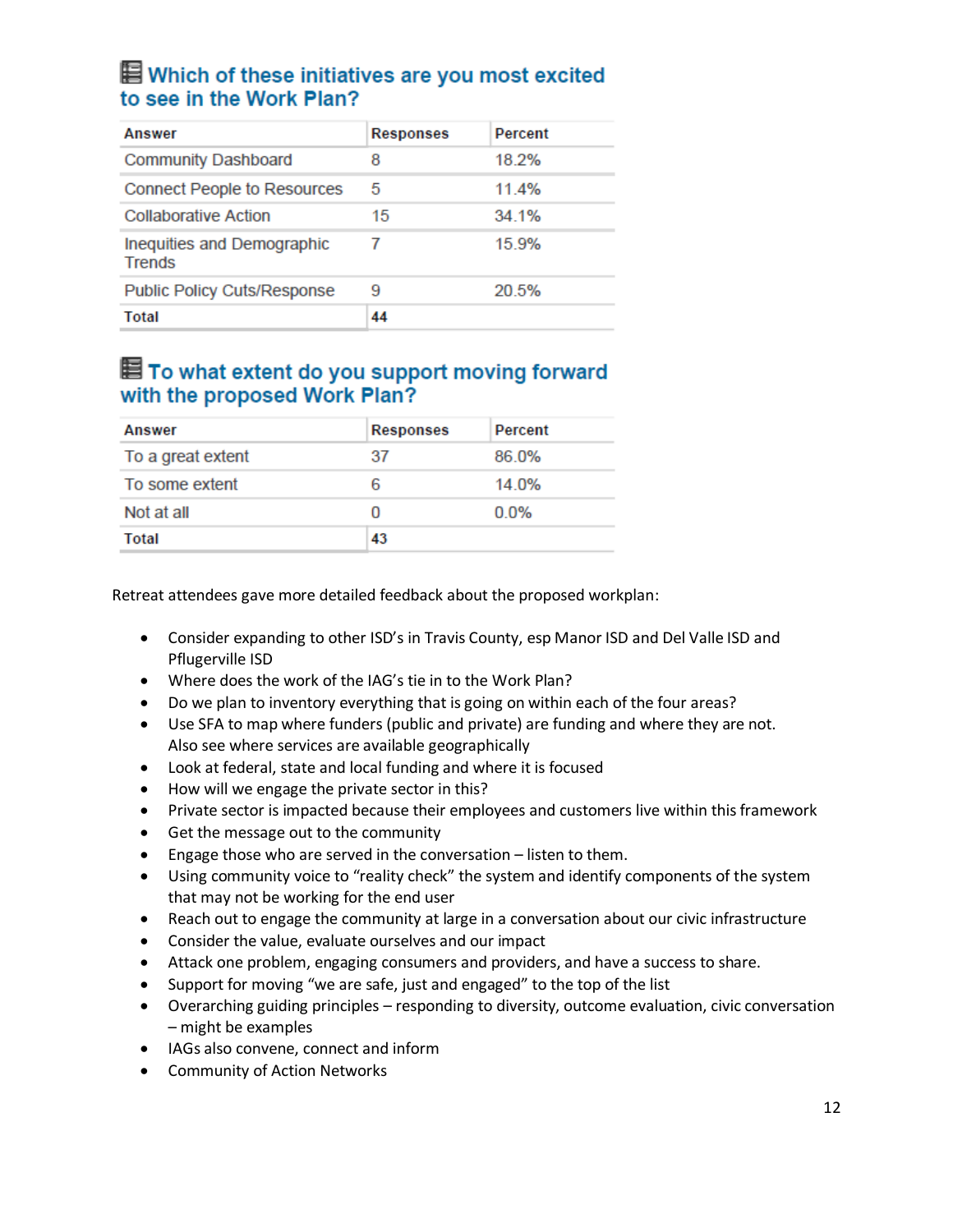### Which of these initiatives are you most excited to see in the Work Plan?

| Answer | Responses | Percent |
|---|---|---|
| Community Dashboard | 8 | 18.2% |
| Connect People to Resources | 5 | 11.4% |
| Collaborative Action | 15 | 34.1% |
| Inequities and Demographic Trends | 7 | 15.9% |
| Public Policy Cuts/Response | 9 | 20.5% |
| **Total** | **44** | |

### To what extent do you support moving forward with the proposed Work Plan?

| Answer | Responses | Percent |
|---|---|---|
| To a great extent | 37 | 86.0% |
| To some extent | 6 | 14.0% |
| Not at all | 0 | 0.0% |
| **Total** | **43** | |

Retreat attendees gave more detailed feedback about the proposed workplan:

- Consider expanding to other ISD's in Travis County, esp Manor ISD and Del Valle ISD and Pflugerville ISD
- Where does the work of the IAG's tie in to the Work Plan?
- Do we plan to inventory everything that is going on within each of the four areas?
- Use SFA to map where funders (public and private) are funding and where they are not. Also see where services are available geographically
- Look at federal, state and local funding and where it is focused
- How will we engage the private sector in this?
- Private sector is impacted because their employees and customers live within this framework
- Get the message out to the community
- Engage those who are served in the conversation – listen to them.
- Using community voice to "reality check" the system and identify components of the system that may not be working for the end user
- Reach out to engage the community at large in a conversation about our civic infrastructure
- Consider the value, evaluate ourselves and our impact
- Attack one problem, engaging consumers and providers, and have a success to share.
- Support for moving "we are safe, just and engaged" to the top of the list
- Overarching guiding principles – responding to diversity, outcome evaluation, civic conversation – might be examples
- IAGs also convene, connect and inform
- Community of Action Networks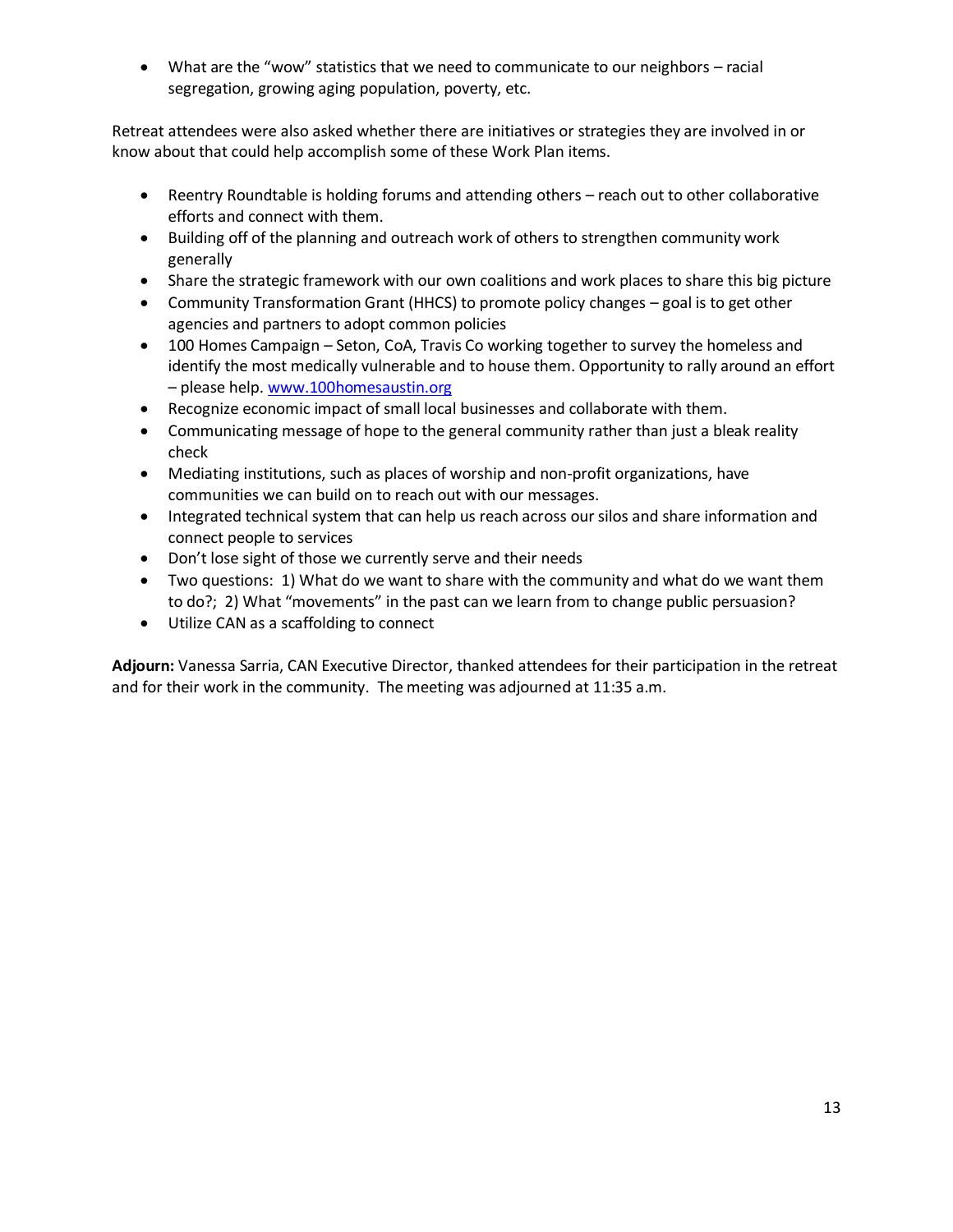- What are the "wow" statistics that we need to communicate to our neighbors – racial segregation, growing aging population, poverty, etc.

Retreat attendees were also asked whether there are initiatives or strategies they are involved in or know about that could help accomplish some of these Work Plan items.

- Reentry Roundtable is holding forums and attending others – reach out to other collaborative efforts and connect with them.
- Building off of the planning and outreach work of others to strengthen community work generally
- Share the strategic framework with our own coalitions and work places to share this big picture
- Community Transformation Grant (HHCS) to promote policy changes – goal is to get other agencies and partners to adopt common policies
- 100 Homes Campaign – Seton, CoA, Travis Co working together to survey the homeless and identify the most medically vulnerable and to house them. Opportunity to rally around an effort – please help. www.100homesaustin.org
- Recognize economic impact of small local businesses and collaborate with them.
- Communicating message of hope to the general community rather than just a bleak reality check
- Mediating institutions, such as places of worship and non-profit organizations, have communities we can build on to reach out with our messages.
- Integrated technical system that can help us reach across our silos and share information and connect people to services
- Don't lose sight of those we currently serve and their needs
- Two questions: 1) What do we want to share with the community and what do we want them to do?; 2) What "movements" in the past can we learn from to change public persuasion?
- Utilize CAN as a scaffolding to connect

**Adjourn:** Vanessa Sarria, CAN Executive Director, thanked attendees for their participation in the retreat and for their work in the community. The meeting was adjourned at 11:35 a.m.